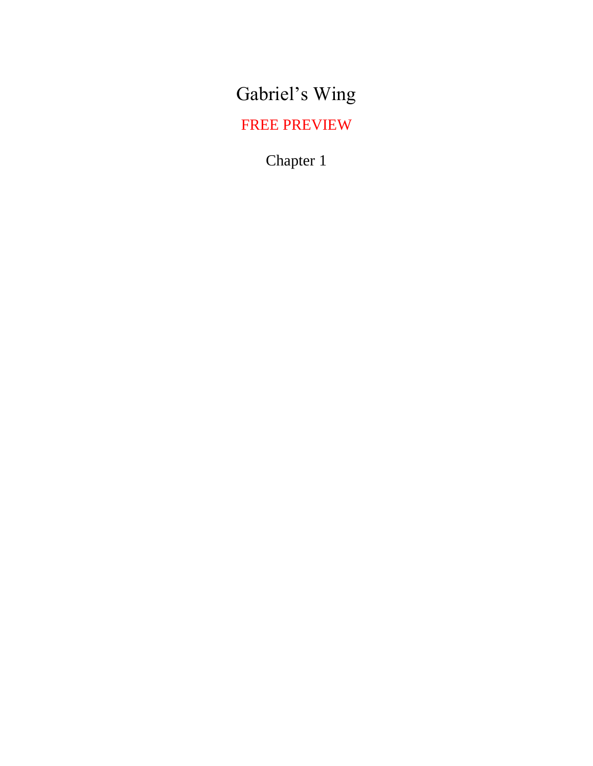# Gabriel's Wing

FREE PREVIEW

## Chapter 1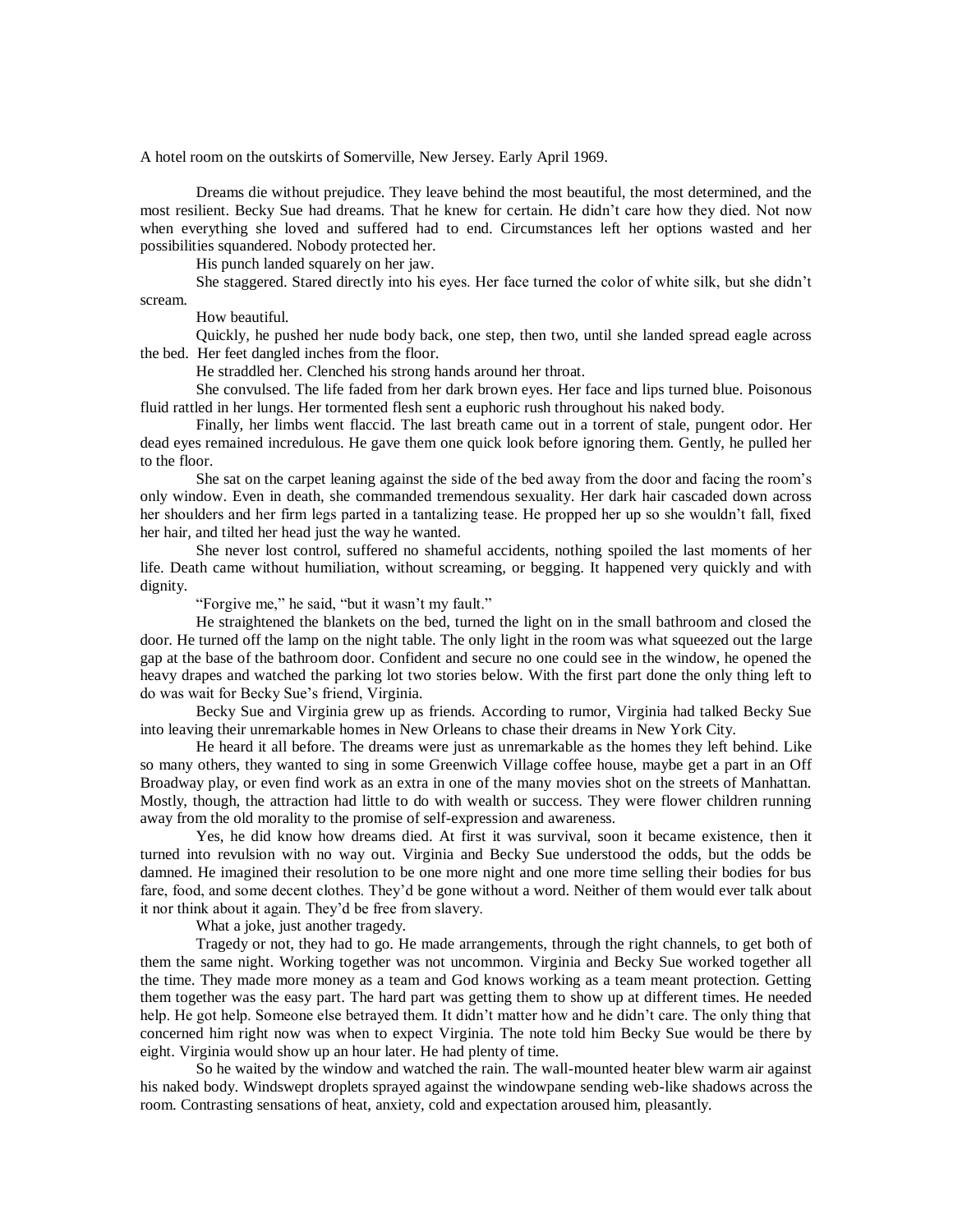A hotel room on the outskirts of Somerville, New Jersey. Early April 1969.

Dreams die without prejudice. They leave behind the most beautiful, the most determined, and the most resilient. Becky Sue had dreams. That he knew for certain. He didn't care how they died. Not now when everything she loved and suffered had to end. Circumstances left her options wasted and her possibilities squandered. Nobody protected her.

His punch landed squarely on her jaw.

She staggered. Stared directly into his eyes. Her face turned the color of white silk, but she didn't scream.

How beautiful.

Quickly, he pushed her nude body back, one step, then two, until she landed spread eagle across the bed. Her feet dangled inches from the floor.

He straddled her. Clenched his strong hands around her throat.

She convulsed. The life faded from her dark brown eyes. Her face and lips turned blue. Poisonous fluid rattled in her lungs. Her tormented flesh sent a euphoric rush throughout his naked body.

Finally, her limbs went flaccid. The last breath came out in a torrent of stale, pungent odor. Her dead eyes remained incredulous. He gave them one quick look before ignoring them. Gently, he pulled her to the floor.

She sat on the carpet leaning against the side of the bed away from the door and facing the room's only window. Even in death, she commanded tremendous sexuality. Her dark hair cascaded down across her shoulders and her firm legs parted in a tantalizing tease. He propped her up so she wouldn't fall, fixed her hair, and tilted her head just the way he wanted.

She never lost control, suffered no shameful accidents, nothing spoiled the last moments of her life. Death came without humiliation, without screaming, or begging. It happened very quickly and with dignity.

"Forgive me," he said, "but it wasn't my fault."

He straightened the blankets on the bed, turned the light on in the small bathroom and closed the door. He turned off the lamp on the night table. The only light in the room was what squeezed out the large gap at the base of the bathroom door. Confident and secure no one could see in the window, he opened the heavy drapes and watched the parking lot two stories below. With the first part done the only thing left to do was wait for Becky Sue's friend, Virginia.

Becky Sue and Virginia grew up as friends. According to rumor, Virginia had talked Becky Sue into leaving their unremarkable homes in New Orleans to chase their dreams in New York City.

He heard it all before. The dreams were just as unremarkable as the homes they left behind. Like so many others, they wanted to sing in some Greenwich Village coffee house, maybe get a part in an Off Broadway play, or even find work as an extra in one of the many movies shot on the streets of Manhattan. Mostly, though, the attraction had little to do with wealth or success. They were flower children running away from the old morality to the promise of self-expression and awareness.

Yes, he did know how dreams died. At first it was survival, soon it became existence, then it turned into revulsion with no way out. Virginia and Becky Sue understood the odds, but the odds be damned. He imagined their resolution to be one more night and one more time selling their bodies for bus fare, food, and some decent clothes. They'd be gone without a word. Neither of them would ever talk about it nor think about it again. They'd be free from slavery.

What a joke, just another tragedy.

Tragedy or not, they had to go. He made arrangements, through the right channels, to get both of them the same night. Working together was not uncommon. Virginia and Becky Sue worked together all the time. They made more money as a team and God knows working as a team meant protection. Getting them together was the easy part. The hard part was getting them to show up at different times. He needed help. He got help. Someone else betrayed them. It didn't matter how and he didn't care. The only thing that concerned him right now was when to expect Virginia. The note told him Becky Sue would be there by eight. Virginia would show up an hour later. He had plenty of time.

So he waited by the window and watched the rain. The wall-mounted heater blew warm air against his naked body. Windswept droplets sprayed against the windowpane sending web-like shadows across the room. Contrasting sensations of heat, anxiety, cold and expectation aroused him, pleasantly.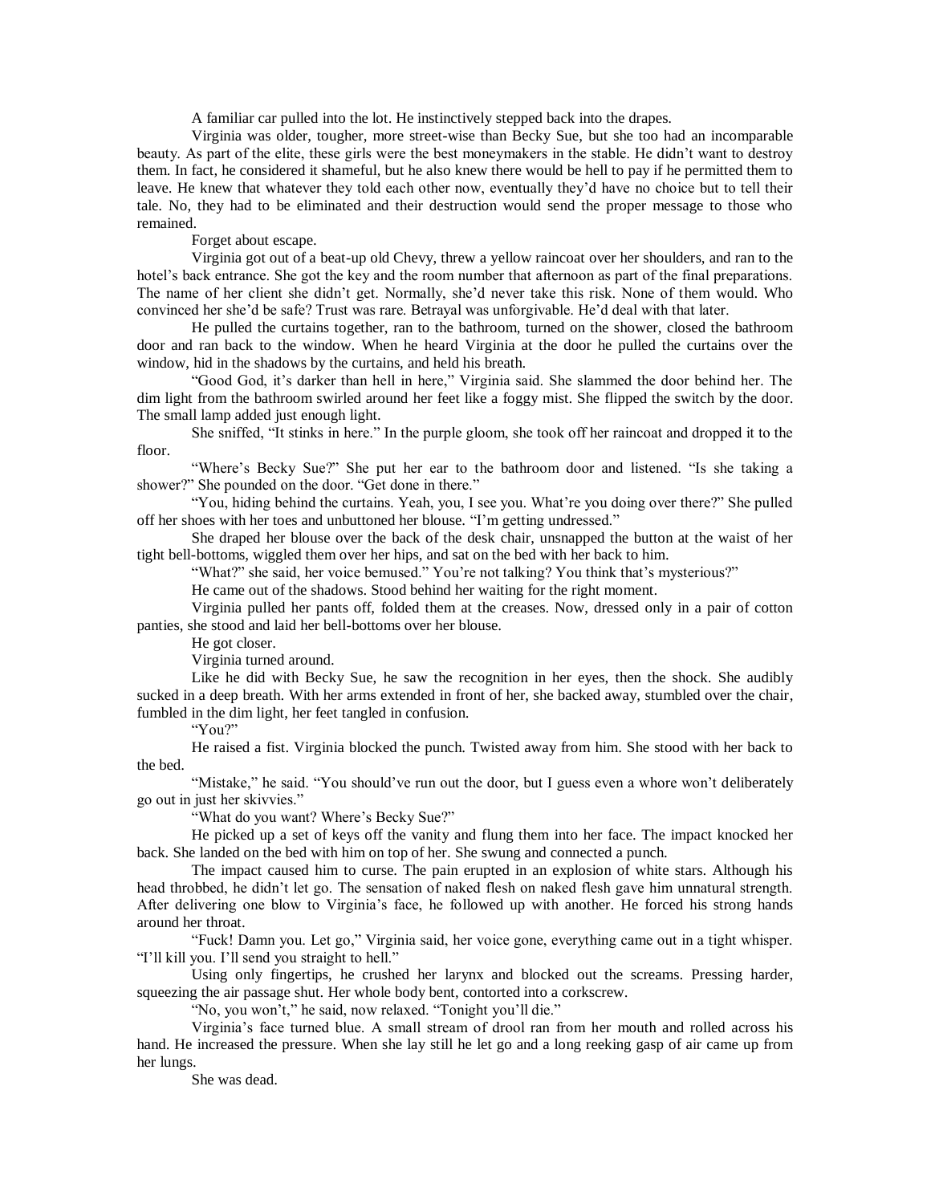A familiar car pulled into the lot. He instinctively stepped back into the drapes.

Virginia was older, tougher, more street-wise than Becky Sue, but she too had an incomparable beauty. As part of the elite, these girls were the best moneymakers in the stable. He didn't want to destroy them. In fact, he considered it shameful, but he also knew there would be hell to pay if he permitted them to leave. He knew that whatever they told each other now, eventually they'd have no choice but to tell their tale. No, they had to be eliminated and their destruction would send the proper message to those who remained.

Forget about escape.

Virginia got out of a beat-up old Chevy, threw a yellow raincoat over her shoulders, and ran to the hotel's back entrance. She got the key and the room number that afternoon as part of the final preparations. The name of her client she didn't get. Normally, she'd never take this risk. None of them would. Who convinced her she'd be safe? Trust was rare. Betrayal was unforgivable. He'd deal with that later.

He pulled the curtains together, ran to the bathroom, turned on the shower, closed the bathroom door and ran back to the window. When he heard Virginia at the door he pulled the curtains over the window, hid in the shadows by the curtains, and held his breath.

"Good God, it's darker than hell in here," Virginia said. She slammed the door behind her. The dim light from the bathroom swirled around her feet like a foggy mist. She flipped the switch by the door. The small lamp added just enough light.

She sniffed, "It stinks in here." In the purple gloom, she took off her raincoat and dropped it to the floor.

"Where's Becky Sue?" She put her ear to the bathroom door and listened. "Is she taking a shower?" She pounded on the door. "Get done in there."

"You, hiding behind the curtains. Yeah, you, I see you. What're you doing over there?" She pulled off her shoes with her toes and unbuttoned her blouse. "I'm getting undressed."

She draped her blouse over the back of the desk chair, unsnapped the button at the waist of her tight bell-bottoms, wiggled them over her hips, and sat on the bed with her back to him.

"What?" she said, her voice bemused." You're not talking? You think that's mysterious?"

He came out of the shadows. Stood behind her waiting for the right moment.

Virginia pulled her pants off, folded them at the creases. Now, dressed only in a pair of cotton panties, she stood and laid her bell-bottoms over her blouse.

He got closer.

Virginia turned around.

Like he did with Becky Sue, he saw the recognition in her eyes, then the shock. She audibly sucked in a deep breath. With her arms extended in front of her, she backed away, stumbled over the chair, fumbled in the dim light, her feet tangled in confusion.

"You?"

He raised a fist. Virginia blocked the punch. Twisted away from him. She stood with her back to the bed.

"Mistake," he said. "You should've run out the door, but I guess even a whore won't deliberately go out in just her skivvies."

"What do you want? Where's Becky Sue?"

He picked up a set of keys off the vanity and flung them into her face. The impact knocked her back. She landed on the bed with him on top of her. She swung and connected a punch.

The impact caused him to curse. The pain erupted in an explosion of white stars. Although his head throbbed, he didn't let go. The sensation of naked flesh on naked flesh gave him unnatural strength. After delivering one blow to Virginia's face, he followed up with another. He forced his strong hands around her throat.

"Fuck! Damn you. Let go," Virginia said, her voice gone, everything came out in a tight whisper. "I'll kill you. I'll send you straight to hell."

Using only fingertips, he crushed her larynx and blocked out the screams. Pressing harder, squeezing the air passage shut. Her whole body bent, contorted into a corkscrew.

"No, you won't," he said, now relaxed. "Tonight you'll die."

Virginia's face turned blue. A small stream of drool ran from her mouth and rolled across his hand. He increased the pressure. When she lay still he let go and a long reeking gasp of air came up from her lungs.

She was dead.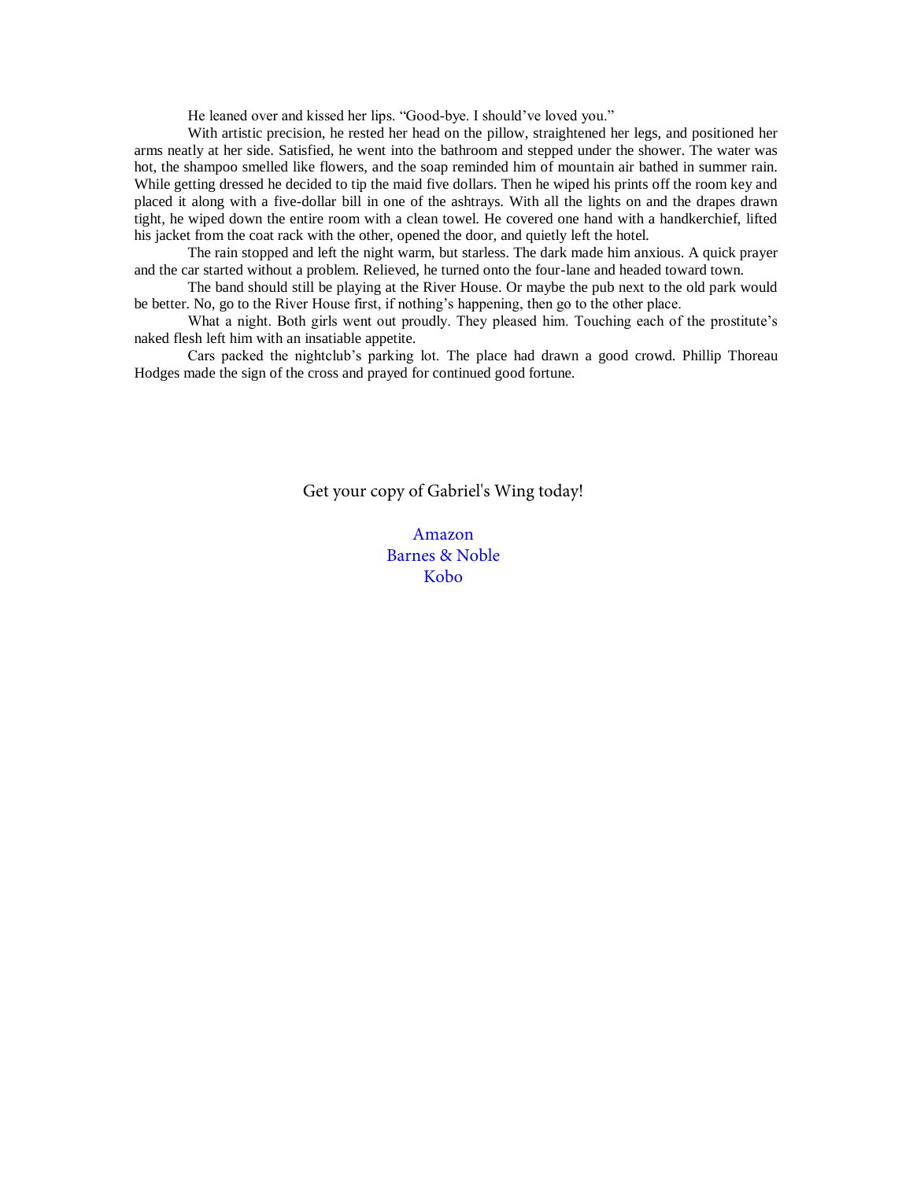He leaned over and kissed her lips. "Good-bye. I should've loved you."

With artistic precision, he rested her head on the pillow, straightened her legs, and positioned her arms neatly at her side. Satisfied, he went into the bathroom and stepped under the shower. The water was hot, the shampoo smelled like flowers, and the soap reminded him of mountain air bathed in summer rain. While getting dressed he decided to tip the maid five dollars. Then he wiped his prints off the room key and placed it along with a five-dollar bill in one of the ashtrays. With all the lights on and the drapes drawn tight, he wiped down the entire room with a clean towel. He covered one hand with a handkerchief, lifted his jacket from the coat rack with the other, opened the door, and quietly left the hotel.

The rain stopped and left the night warm, but starless. The dark made him anxious. A quick prayer and the car started without a problem. Relieved, he turned onto the four-lane and headed toward town.

The band should still be playing at the River House. Or maybe the pub next to the old park would be better. No, go to the River House first, if nothing's happening, then go to the other place.

What a night. Both girls went out proudly. They pleased him. Touching each of the prostitute's naked flesh left him with an insatiable appetite.

Cars packed the nightclub's parking lot. The place had drawn a good crowd. Phillip Thoreau Hodges made the sign of the cross and prayed for continued good fortune.

Get your copy of Gabriel's Wing today!

Amazon
Barnes & Noble
Kobo